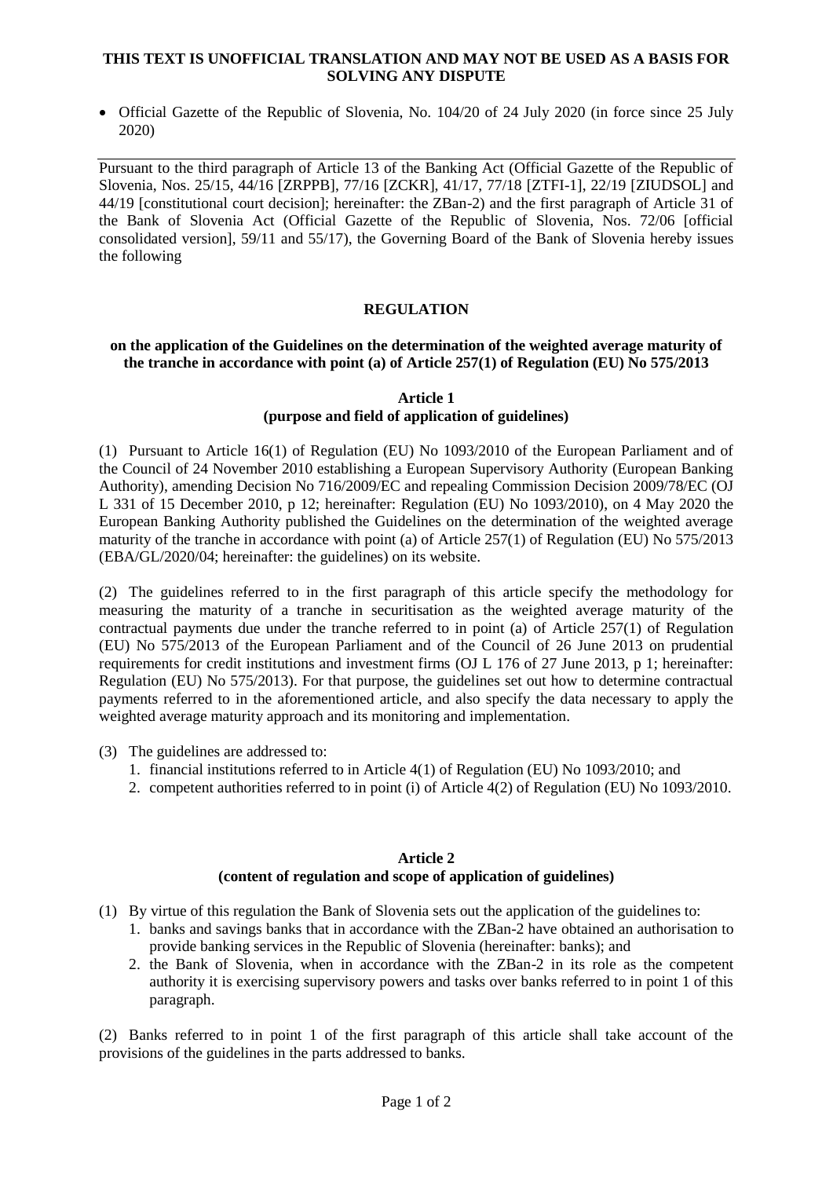**THIS TEXT IS UNOFFICIAL TRANSLATION AND MAY NOT BE USED AS A BASIS FOR SOLVING ANY DISPUTE**

- Official Gazette of the Republic of Slovenia, No. 104/20 of 24 July 2020 (in force since 25 July 2020)

---

Pursuant to the third paragraph of Article 13 of the Banking Act (Official Gazette of the Republic of Slovenia, Nos. 25/15, 44/16 [ZRPPB], 77/16 [ZCKR], 41/17, 77/18 [ZTFI-1], 22/19 [ZIUDSOL] and 44/19 [constitutional court decision]; hereinafter: the ZBan-2) and the first paragraph of Article 31 of the Bank of Slovenia Act (Official Gazette of the Republic of Slovenia, Nos. 72/06 [official consolidated version], 59/11 and 55/17), the Governing Board of the Bank of Slovenia hereby issues the following

# REGULATION

## on the application of the Guidelines on the determination of the weighted average maturity of the tranche in accordance with point (a) of Article 257(1) of Regulation (EU) No 575/2013

### Article 1
### (purpose and field of application of guidelines)

(1) Pursuant to Article 16(1) of Regulation (EU) No 1093/2010 of the European Parliament and of the Council of 24 November 2010 establishing a European Supervisory Authority (European Banking Authority), amending Decision No 716/2009/EC and repealing Commission Decision 2009/78/EC (OJ L 331 of 15 December 2010, p 12; hereinafter: Regulation (EU) No 1093/2010), on 4 May 2020 the European Banking Authority published the Guidelines on the determination of the weighted average maturity of the tranche in accordance with point (a) of Article 257(1) of Regulation (EU) No 575/2013 (EBA/GL/2020/04; hereinafter: the guidelines) on its website.

(2) The guidelines referred to in the first paragraph of this article specify the methodology for measuring the maturity of a tranche in securitisation as the weighted average maturity of the contractual payments due under the tranche referred to in point (a) of Article 257(1) of Regulation (EU) No 575/2013 of the European Parliament and of the Council of 26 June 2013 on prudential requirements for credit institutions and investment firms (OJ L 176 of 27 June 2013, p 1; hereinafter: Regulation (EU) No 575/2013). For that purpose, the guidelines set out how to determine contractual payments referred to in the aforementioned article, and also specify the data necessary to apply the weighted average maturity approach and its monitoring and implementation.

(3) The guidelines are addressed to:

1. financial institutions referred to in Article 4(1) of Regulation (EU) No 1093/2010; and
2. competent authorities referred to in point (i) of Article 4(2) of Regulation (EU) No 1093/2010.

### Article 2
### (content of regulation and scope of application of guidelines)

(1) By virtue of this regulation the Bank of Slovenia sets out the application of the guidelines to:

1. banks and savings banks that in accordance with the ZBan-2 have obtained an authorisation to provide banking services in the Republic of Slovenia (hereinafter: banks); and
2. the Bank of Slovenia, when in accordance with the ZBan-2 in its role as the competent authority it is exercising supervisory powers and tasks over banks referred to in point 1 of this paragraph.

(2) Banks referred to in point 1 of the first paragraph of this article shall take account of the provisions of the guidelines in the parts addressed to banks.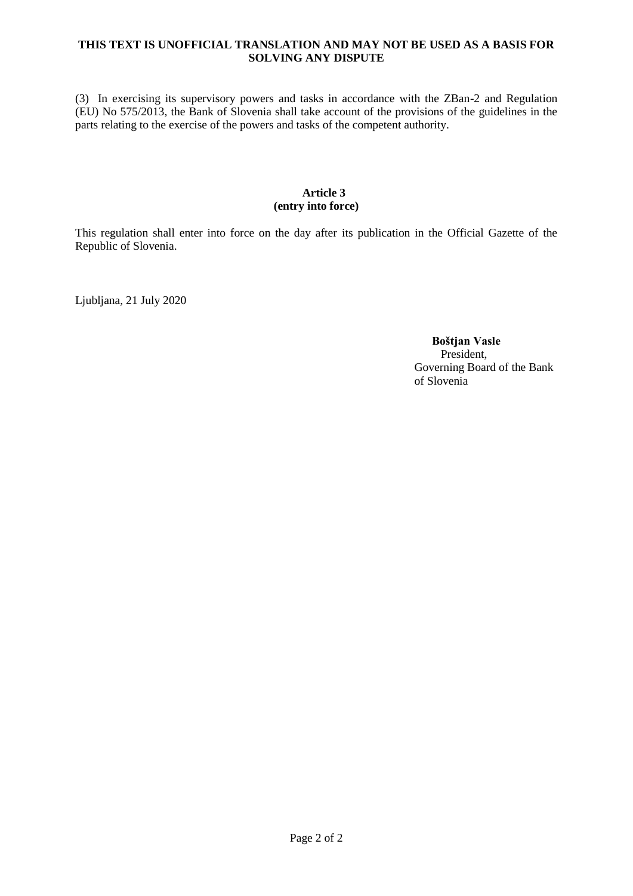**THIS TEXT IS UNOFFICIAL TRANSLATION AND MAY NOT BE USED AS A BASIS FOR SOLVING ANY DISPUTE**

(3) In exercising its supervisory powers and tasks in accordance with the ZBan-2 and Regulation (EU) No 575/2013, the Bank of Slovenia shall take account of the provisions of the guidelines in the parts relating to the exercise of the powers and tasks of the competent authority.

**Article 3**
**(entry into force)**

This regulation shall enter into force on the day after its publication in the Official Gazette of the Republic of Slovenia.

Ljubljana, 21 July 2020

**Boštjan Vasle**
President,
Governing Board of the Bank of Slovenia